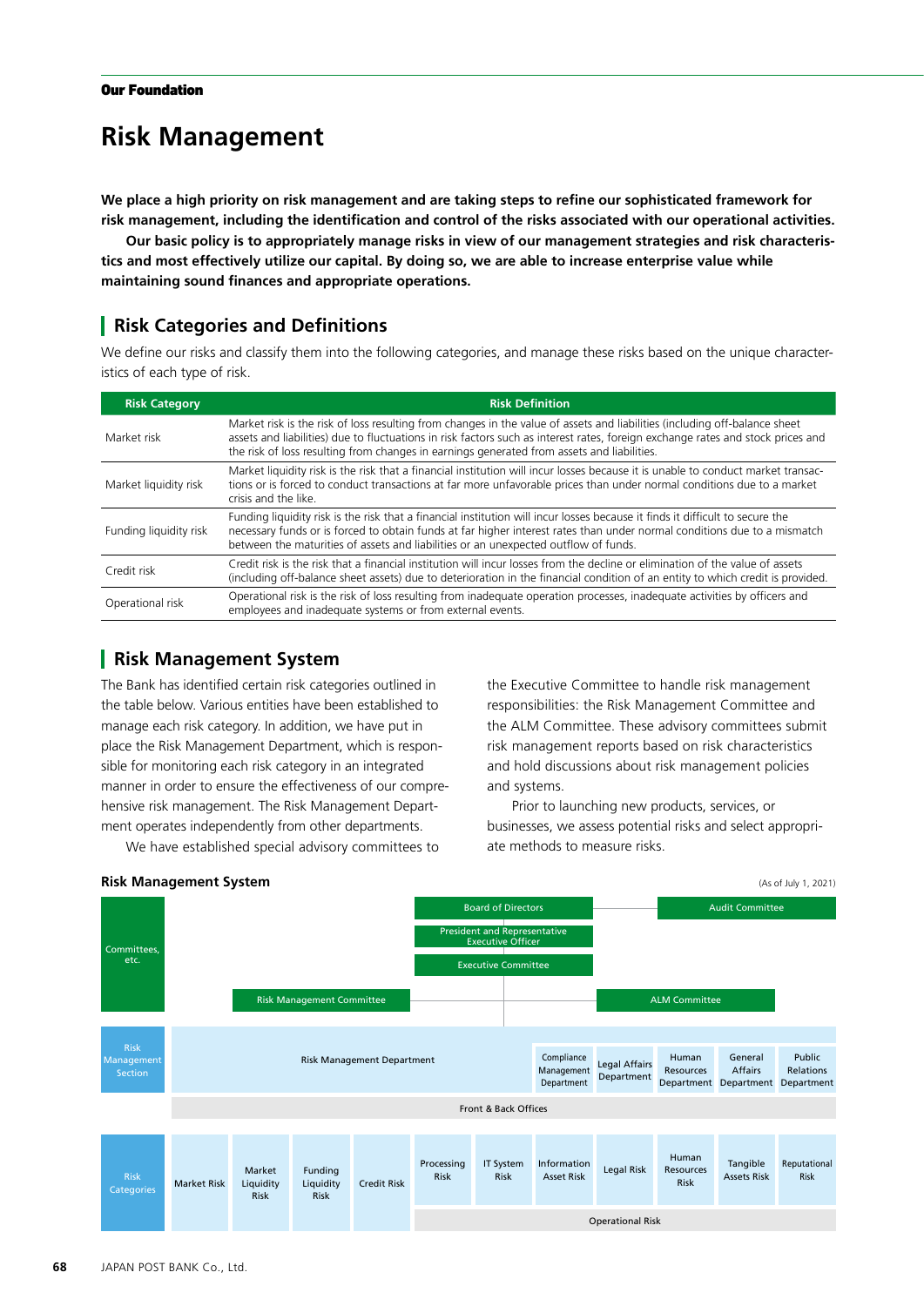Our Foundation

# Risk Management

**We place a high priority on risk management and are taking steps to refine our sophisticated framework for risk management, including the identification and control of the risks associated with our operational activities.**

**Our basic policy is to appropriately manage risks in view of our management strategies and risk characteristics and most effectively utilize our capital. By doing so, we are able to increase enterprise value while maintaining sound finances and appropriate operations.**

## Risk Categories and Definitions

We define our risks and classify them into the following categories, and manage these risks based on the unique characteristics of each type of risk.

| Risk Category | Risk Definition |
|---|---|
| Market risk | Market risk is the risk of loss resulting from changes in the value of assets and liabilities (including off-balance sheet assets and liabilities) due to fluctuations in risk factors such as interest rates, foreign exchange rates and stock prices and the risk of loss resulting from changes in earnings generated from assets and liabilities. |
| Market liquidity risk | Market liquidity risk is the risk that a financial institution will incur losses because it is unable to conduct market transactions or is forced to conduct transactions at far more unfavorable prices than under normal conditions due to a market crisis and the like. |
| Funding liquidity risk | Funding liquidity risk is the risk that a financial institution will incur losses because it finds it difficult to secure the necessary funds or is forced to obtain funds at far higher interest rates than under normal conditions due to a mismatch between the maturities of assets and liabilities or an unexpected outflow of funds. |
| Credit risk | Credit risk is the risk that a financial institution will incur losses from the decline or elimination of the value of assets (including off-balance sheet assets) due to deterioration in the financial condition of an entity to which credit is provided. |
| Operational risk | Operational risk is the risk of loss resulting from inadequate operation processes, inadequate activities by officers and employees and inadequate systems or from external events. |

## Risk Management System

The Bank has identified certain risk categories outlined in the table below. Various entities have been established to manage each risk category. In addition, we have put in place the Risk Management Department, which is responsible for monitoring each risk category in an integrated manner in order to ensure the effectiveness of our comprehensive risk management. The Risk Management Department operates independently from other departments.

We have established special advisory committees to the Executive Committee to handle risk management responsibilities: the Risk Management Committee and the ALM Committee. These advisory committees submit risk management reports based on risk characteristics and hold discussions about risk management policies and systems.

Prior to launching new products, services, or businesses, we assess potential risks and select appropriate methods to measure risks.

**Risk Management System**

(As of July 1, 2021)

**Committees, etc.**
- Board of Directors — Audit Committee
- President and Representative Executive Officer
- Executive Committee
  - Risk Management Committee
  - ALM Committee

**Risk Management Section**
- Risk Management Department
- Compliance Management Department
- Legal Affairs Department
- Human Resources Department
- General Affairs Department
- Public Relations Department

Front & Back Offices

**Risk Categories**
- Market Risk
- Market Liquidity Risk
- Funding Liquidity Risk
- Credit Risk
- Operational Risk
  - Processing Risk
  - IT System Risk
  - Information Asset Risk
  - Legal Risk
  - Human Resources Risk
  - Tangible Assets Risk
  - Reputational Risk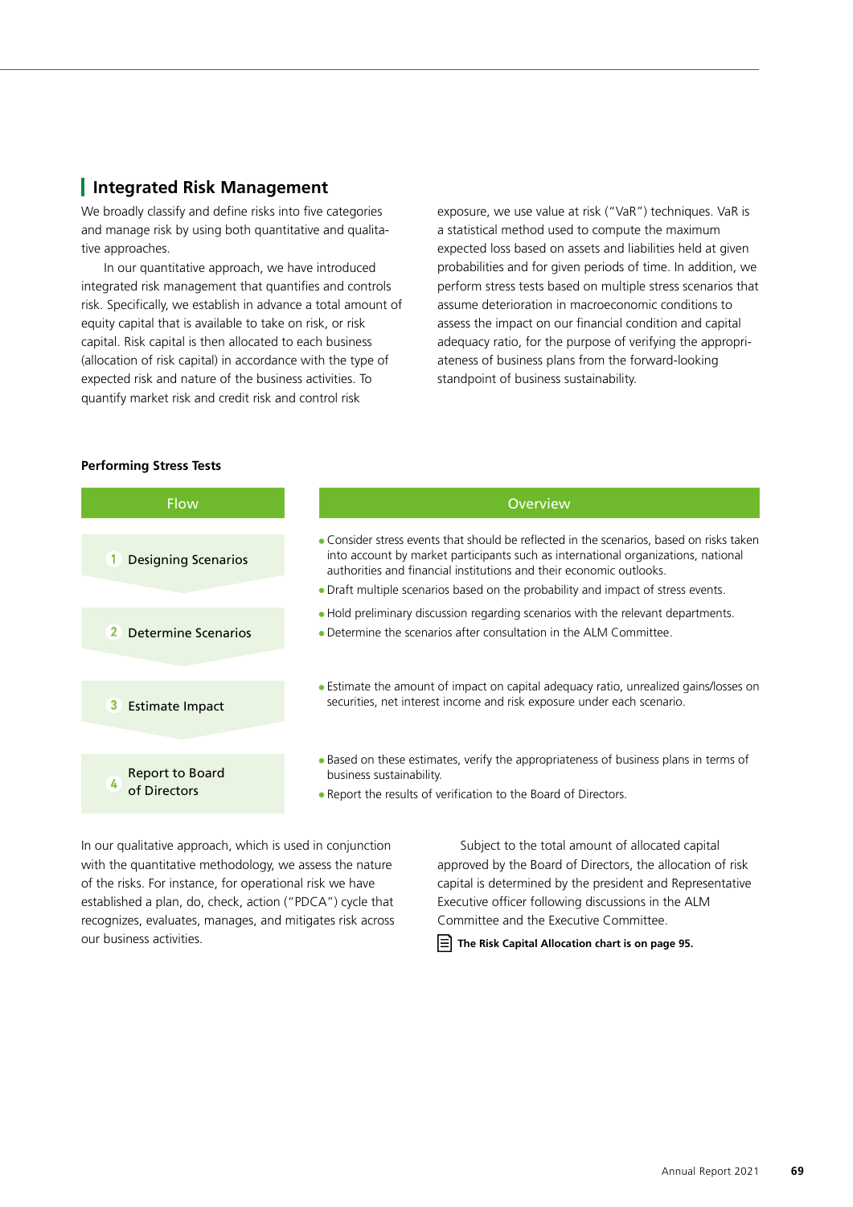## Integrated Risk Management

We broadly classify and define risks into five categories and manage risk by using both quantitative and qualitative approaches.

In our quantitative approach, we have introduced integrated risk management that quantifies and controls risk. Specifically, we establish in advance a total amount of equity capital that is available to take on risk, or risk capital. Risk capital is then allocated to each business (allocation of risk capital) in accordance with the type of expected risk and nature of the business activities. To quantify market risk and credit risk and control risk exposure, we use value at risk ("VaR") techniques. VaR is a statistical method used to compute the maximum expected loss based on assets and liabilities held at given probabilities and for given periods of time. In addition, we perform stress tests based on multiple stress scenarios that assume deterioration in macroeconomic conditions to assess the impact on our financial condition and capital adequacy ratio, for the purpose of verifying the appropriateness of business plans from the forward-looking standpoint of business sustainability.

**Performing Stress Tests**

| Flow | Overview |
| --- | --- |
| 1 Designing Scenarios | • Consider stress events that should be reflected in the scenarios, based on risks taken into account by market participants such as international organizations, national authorities and financial institutions and their economic outlooks.<br>• Draft multiple scenarios based on the probability and impact of stress events. |
| 2 Determine Scenarios | • Hold preliminary discussion regarding scenarios with the relevant departments.<br>• Determine the scenarios after consultation in the ALM Committee. |
| 3 Estimate Impact | • Estimate the amount of impact on capital adequacy ratio, unrealized gains/losses on securities, net interest income and risk exposure under each scenario. |
| 4 Report to Board of Directors | • Based on these estimates, verify the appropriateness of business plans in terms of business sustainability.<br>• Report the results of verification to the Board of Directors. |

In our qualitative approach, which is used in conjunction with the quantitative methodology, we assess the nature of the risks. For instance, for operational risk we have established a plan, do, check, action ("PDCA") cycle that recognizes, evaluates, manages, and mitigates risk across our business activities.

Subject to the total amount of allocated capital approved by the Board of Directors, the allocation of risk capital is determined by the president and Representative Executive officer following discussions in the ALM Committee and the Executive Committee.

**The Risk Capital Allocation chart is on page 95.**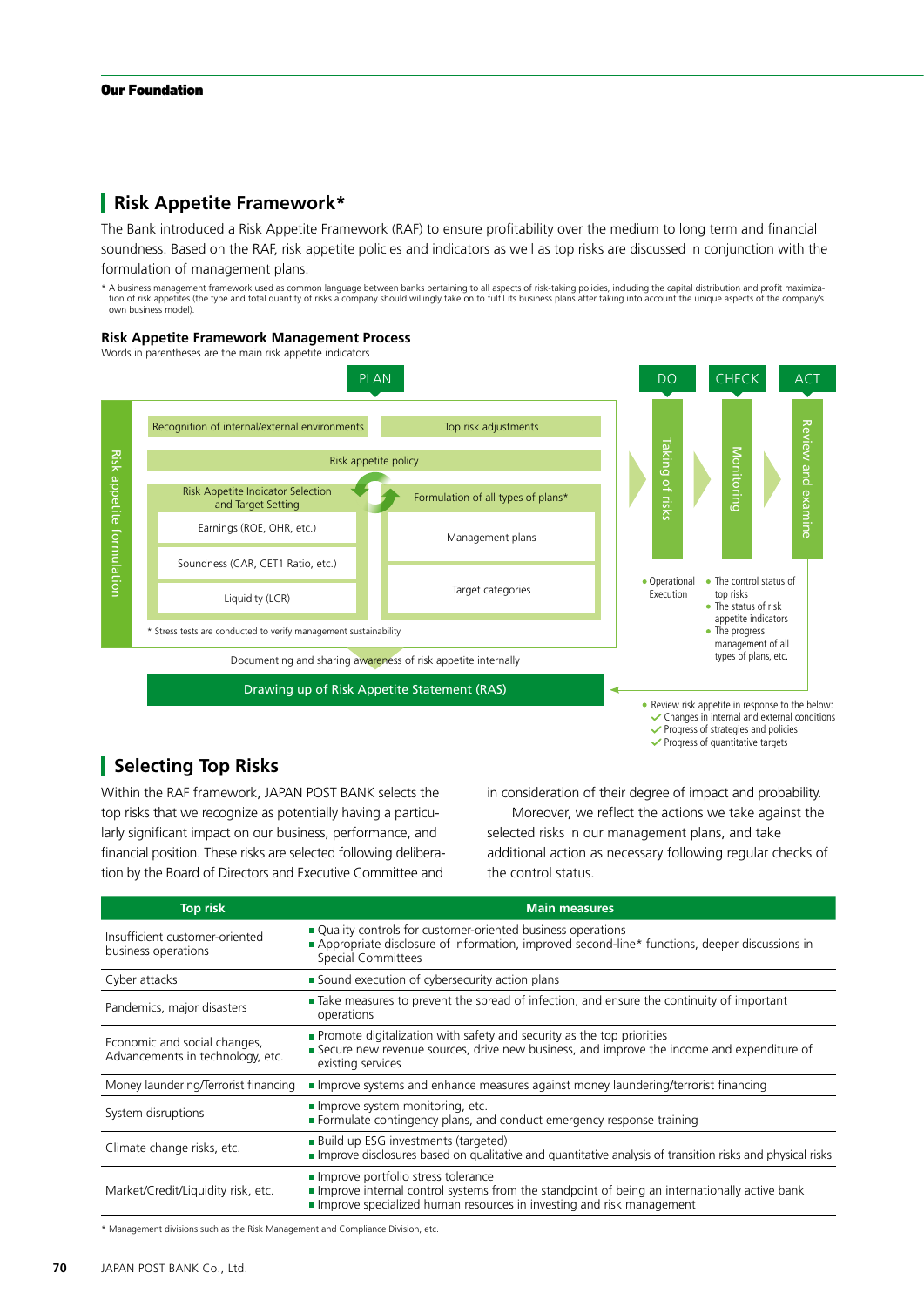## Risk Appetite Framework*

The Bank introduced a Risk Appetite Framework (RAF) to ensure profitability over the medium to long term and financial soundness. Based on the RAF, risk appetite policies and indicators as well as top risks are discussed in conjunction with the formulation of management plans.

* A business management framework used as common language between banks pertaining to all aspects of risk-taking policies, including the capital distribution and profit maximization of risk appetites (the type and total quantity of risks a company should willingly take on to fulfil its business plans after taking into account the unique aspects of the company's own business model).

### Risk Appetite Framework Management Process

Words in parentheses are the main risk appetite indicators

PLAN

Risk appetite formulation

Recognition of internal/external environments

Top risk adjustments

Risk appetite policy

Risk Appetite Indicator Selection and Target Setting

Earnings (ROE, OHR, etc.)

Soundness (CAR, CET1 Ratio, etc.)

Liquidity (LCR)

Formulation of all types of plans*

Management plans

Target categories

* Stress tests are conducted to verify management sustainability

Documenting and sharing awareness of risk appetite internally

Drawing up of Risk Appetite Statement (RAS)

DO

Taking of risks

- Operational Execution

CHECK

Monitoring

- The control status of top risks
- The status of risk appetite indicators
- The progress management of all types of plans, etc.

ACT

Review and examine

- Review risk appetite in response to the below:
  - Changes in internal and external conditions
  - Progress of strategies and policies
  - Progress of quantitative targets

## Selecting Top Risks

Within the RAF framework, JAPAN POST BANK selects the top risks that we recognize as potentially having a particularly significant impact on our business, performance, and financial position. These risks are selected following deliberation by the Board of Directors and Executive Committee and in consideration of their degree of impact and probability.

Moreover, we reflect the actions we take against the selected risks in our management plans, and take additional action as necessary following regular checks of the control status.

| Top risk | Main measures |
|---|---|
| Insufficient customer-oriented business operations | ■ Quality controls for customer-oriented business operations<br>■ Appropriate disclosure of information, improved second-line* functions, deeper discussions in Special Committees |
| Cyber attacks | ■ Sound execution of cybersecurity action plans |
| Pandemics, major disasters | ■ Take measures to prevent the spread of infection, and ensure the continuity of important operations |
| Economic and social changes, Advancements in technology, etc. | ■ Promote digitalization with safety and security as the top priorities<br>■ Secure new revenue sources, drive new business, and improve the income and expenditure of existing services |
| Money laundering/Terrorist financing | ■ Improve systems and enhance measures against money laundering/terrorist financing |
| System disruptions | ■ Improve system monitoring, etc.<br>■ Formulate contingency plans, and conduct emergency response training |
| Climate change risks, etc. | ■ Build up ESG investments (targeted)<br>■ Improve disclosures based on qualitative and quantitative analysis of transition risks and physical risks |
| Market/Credit/Liquidity risk, etc. | ■ Improve portfolio stress tolerance<br>■ Improve internal control systems from the standpoint of being an internationally active bank<br>■ Improve specialized human resources in investing and risk management |

* Management divisions such as the Risk Management and Compliance Division, etc.